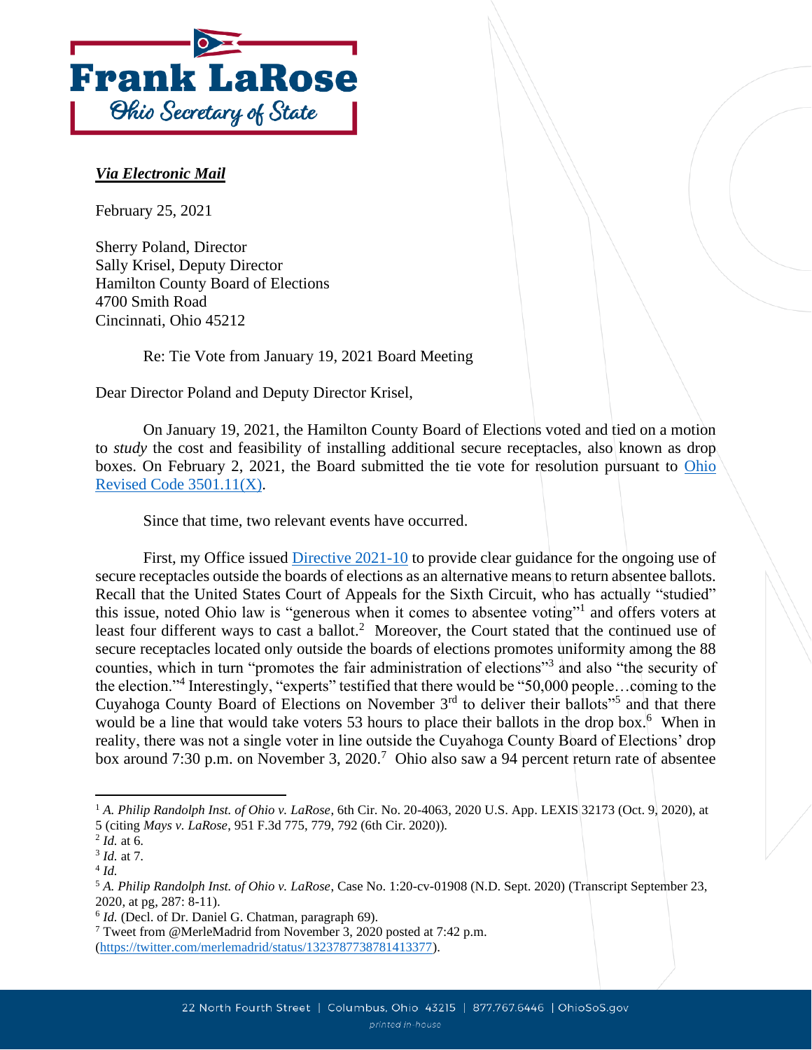**Frank LaRose**
*Ohio Secretary of State*

***Via Electronic Mail***

February 25, 2021

Sherry Poland, Director
Sally Krisel, Deputy Director
Hamilton County Board of Elections
4700 Smith Road
Cincinnati, Ohio 45212

Re: Tie Vote from January 19, 2021 Board Meeting

Dear Director Poland and Deputy Director Krisel,

On January 19, 2021, the Hamilton County Board of Elections voted and tied on a motion to *study* the cost and feasibility of installing additional secure receptacles, also known as drop boxes. On February 2, 2021, the Board submitted the tie vote for resolution pursuant to [Ohio Revised Code 3501.11(X)](#).

Since that time, two relevant events have occurred.

First, my Office issued [Directive 2021-10](#) to provide clear guidance for the ongoing use of secure receptacles outside the boards of elections as an alternative means to return absentee ballots. Recall that the United States Court of Appeals for the Sixth Circuit, who has actually "studied" this issue, noted Ohio law is "generous when it comes to absentee voting"[1] and offers voters at least four different ways to cast a ballot.[2] Moreover, the Court stated that the continued use of secure receptacles located only outside the boards of elections promotes uniformity among the 88 counties, which in turn "promotes the fair administration of elections"[3] and also "the security of the election."[4] Interestingly, "experts" testified that there would be "50,000 people…coming to the Cuyahoga County Board of Elections on November 3rd to deliver their ballots"[5] and that there would be a line that would take voters 53 hours to place their ballots in the drop box.[6] When in reality, there was not a single voter in line outside the Cuyahoga County Board of Elections' drop box around 7:30 p.m. on November 3, 2020.[7] Ohio also saw a 94 percent return rate of absentee

---

[1] *A. Philip Randolph Inst. of Ohio v. LaRose*, 6th Cir. No. 20-4063, 2020 U.S. App. LEXIS 32173 (Oct. 9, 2020), at 5 (citing *Mays v. LaRose*, 951 F.3d 775, 779, 792 (6th Cir. 2020)).

[2] *Id.* at 6.

[3] *Id.* at 7.

[4] *Id.*

[5] *A. Philip Randolph Inst. of Ohio v. LaRose*, Case No. 1:20-cv-01908 (N.D. Sept. 2020) (Transcript September 23, 2020, at pg, 287: 8-11).

[6] *Id.* (Decl. of Dr. Daniel G. Chatman, paragraph 69).

[7] Tweet from @MerleMadrid from November 3, 2020 posted at 7:42 p.m. ([https://twitter.com/merlemadrid/status/1323787738781413377](https://twitter.com/merlemadrid/status/1323787738781413377)).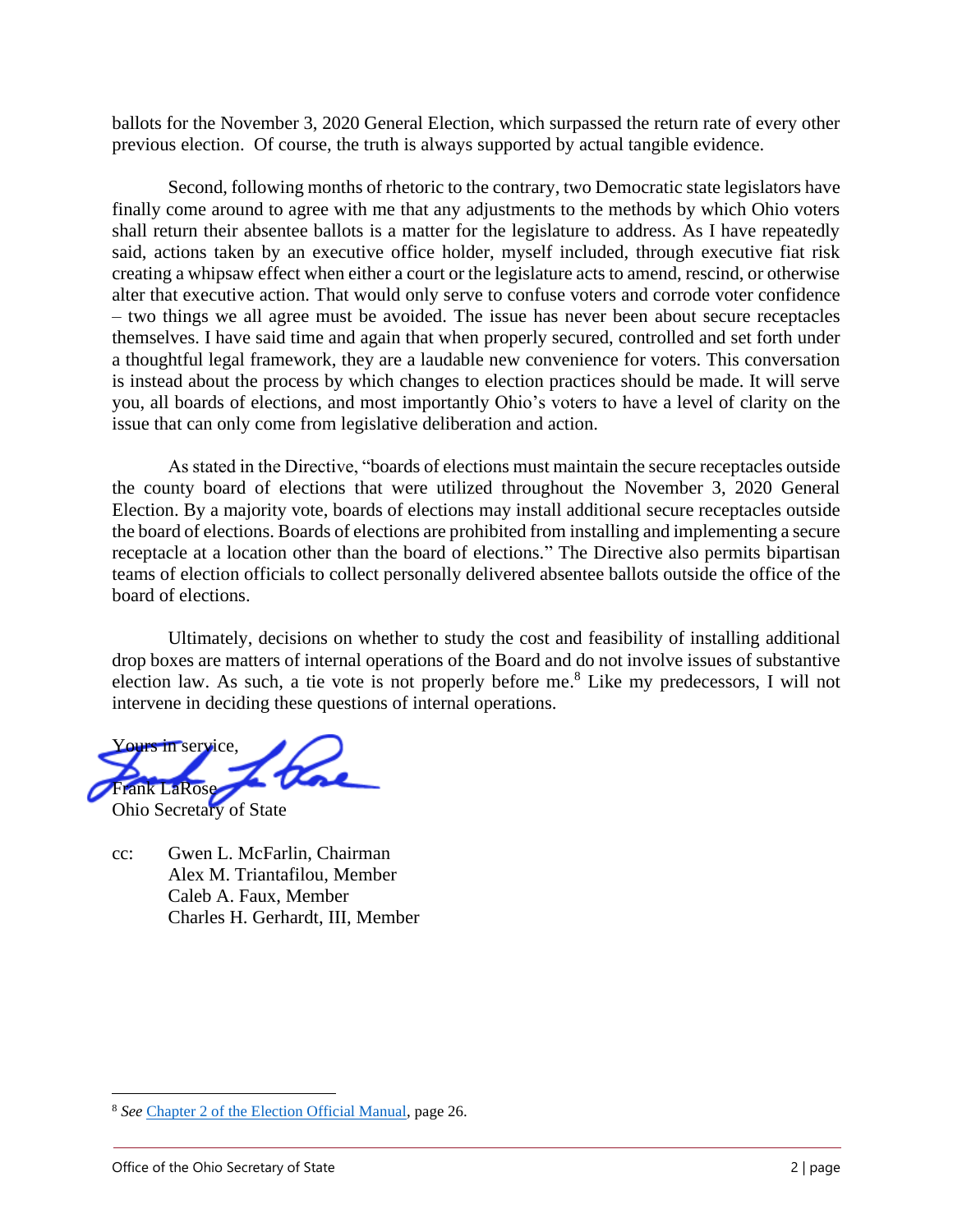ballots for the November 3, 2020 General Election, which surpassed the return rate of every other previous election. Of course, the truth is always supported by actual tangible evidence.

Second, following months of rhetoric to the contrary, two Democratic state legislators have finally come around to agree with me that any adjustments to the methods by which Ohio voters shall return their absentee ballots is a matter for the legislature to address. As I have repeatedly said, actions taken by an executive office holder, myself included, through executive fiat risk creating a whipsaw effect when either a court or the legislature acts to amend, rescind, or otherwise alter that executive action. That would only serve to confuse voters and corrode voter confidence – two things we all agree must be avoided. The issue has never been about secure receptacles themselves. I have said time and again that when properly secured, controlled and set forth under a thoughtful legal framework, they are a laudable new convenience for voters. This conversation is instead about the process by which changes to election practices should be made. It will serve you, all boards of elections, and most importantly Ohio's voters to have a level of clarity on the issue that can only come from legislative deliberation and action.

As stated in the Directive, "boards of elections must maintain the secure receptacles outside the county board of elections that were utilized throughout the November 3, 2020 General Election. By a majority vote, boards of elections may install additional secure receptacles outside the board of elections. Boards of elections are prohibited from installing and implementing a secure receptacle at a location other than the board of elections." The Directive also permits bipartisan teams of election officials to collect personally delivered absentee ballots outside the office of the board of elections.

Ultimately, decisions on whether to study the cost and feasibility of installing additional drop boxes are matters of internal operations of the Board and do not involve issues of substantive election law. As such, a tie vote is not properly before me.[8] Like my predecessors, I will not intervene in deciding these questions of internal operations.

Yours in service,

Frank LaRose
Ohio Secretary of State

cc: Gwen L. McFarlin, Chairman
Alex M. Triantafilou, Member
Caleb A. Faux, Member
Charles H. Gerhardt, III, Member

---

[8] *See* Chapter 2 of the Election Official Manual, page 26.